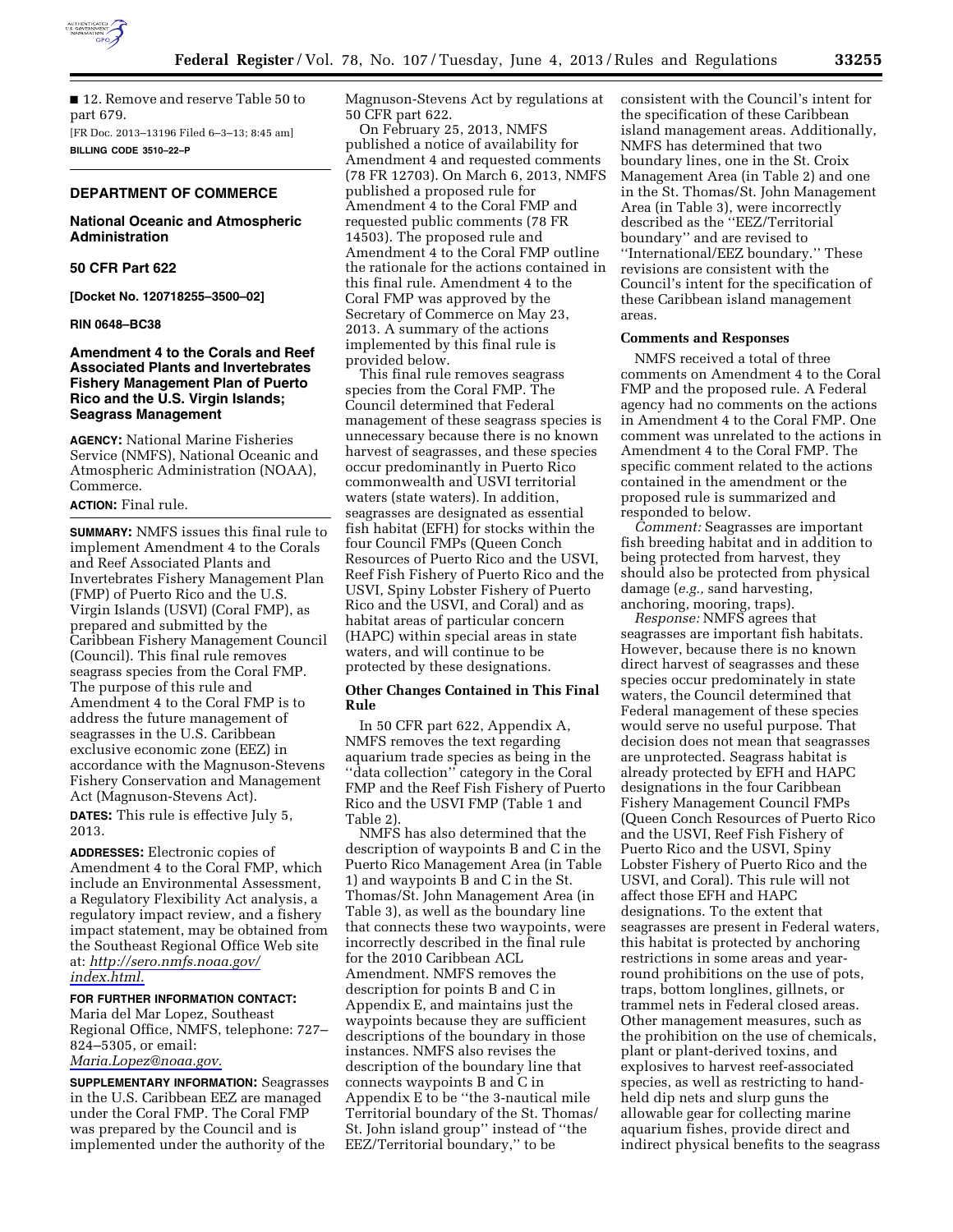■ 12. Remove and reserve Table 50 to part 679.

[FR Doc. 2013–13196 Filed 6–3–13; 8:45 am]

**BILLING CODE 3510–22–P**

## DEPARTMENT OF COMMERCE

### National Oceanic and Atmospheric Administration

### 50 CFR Part 622

**[Docket No. 120718255–3500–02]**

**RIN 0648–BC38**

### Amendment 4 to the Corals and Reef Associated Plants and Invertebrates Fishery Management Plan of Puerto Rico and the U.S. Virgin Islands; Seagrass Management

**AGENCY:** National Marine Fisheries Service (NMFS), National Oceanic and Atmospheric Administration (NOAA), Commerce.

**ACTION:** Final rule.

**SUMMARY:** NMFS issues this final rule to implement Amendment 4 to the Corals and Reef Associated Plants and Invertebrates Fishery Management Plan (FMP) of Puerto Rico and the U.S. Virgin Islands (USVI) (Coral FMP), as prepared and submitted by the Caribbean Fishery Management Council (Council). This final rule removes seagrass species from the Coral FMP. The purpose of this rule and Amendment 4 to the Coral FMP is to address the future management of seagrasses in the U.S. Caribbean exclusive economic zone (EEZ) in accordance with the Magnuson-Stevens Fishery Conservation and Management Act (Magnuson-Stevens Act).

**DATES:** This rule is effective July 5, 2013.

**ADDRESSES:** Electronic copies of Amendment 4 to the Coral FMP, which include an Environmental Assessment, a Regulatory Flexibility Act analysis, a regulatory impact review, and a fishery impact statement, may be obtained from the Southeast Regional Office Web site at: *http://sero.nmfs.noaa.gov/index.html.*

**FOR FURTHER INFORMATION CONTACT:** Maria del Mar Lopez, Southeast Regional Office, NMFS, telephone: 727–824–5305, or email: *Maria.Lopez@noaa.gov.*

**SUPPLEMENTARY INFORMATION:** Seagrasses in the U.S. Caribbean EEZ are managed under the Coral FMP. The Coral FMP was prepared by the Council and is implemented under the authority of the Magnuson-Stevens Act by regulations at 50 CFR part 622.

On February 25, 2013, NMFS published a notice of availability for Amendment 4 and requested comments (78 FR 12703). On March 6, 2013, NMFS published a proposed rule for Amendment 4 to the Coral FMP and requested public comments (78 FR 14503). The proposed rule and Amendment 4 to the Coral FMP outline the rationale for the actions contained in this final rule. Amendment 4 to the Coral FMP was approved by the Secretary of Commerce on May 23, 2013. A summary of the actions implemented by this final rule is provided below.

This final rule removes seagrass species from the Coral FMP. The Council determined that Federal management of these seagrass species is unnecessary because there is no known harvest of seagrasses, and these species occur predominantly in Puerto Rico commonwealth and USVI territorial waters (state waters). In addition, seagrasses are designated as essential fish habitat (EFH) for stocks within the four Council FMPs (Queen Conch Resources of Puerto Rico and the USVI, Reef Fish Fishery of Puerto Rico and the USVI, Spiny Lobster Fishery of Puerto Rico and the USVI, and Coral) and as habitat areas of particular concern (HAPC) within special areas in state waters, and will continue to be protected by these designations.

### Other Changes Contained in This Final Rule

In 50 CFR part 622, Appendix A, NMFS removes the text regarding aquarium trade species as being in the ''data collection'' category in the Coral FMP and the Reef Fish Fishery of Puerto Rico and the USVI FMP (Table 1 and Table 2).

NMFS has also determined that the description of waypoints B and C in the Puerto Rico Management Area (in Table 1) and waypoints B and C in the St. Thomas/St. John Management Area (in Table 3), as well as the boundary line that connects these two waypoints, were incorrectly described in the final rule for the 2010 Caribbean ACL Amendment. NMFS removes the description for points B and C in Appendix E, and maintains just the waypoints because they are sufficient descriptions of the boundary in those instances. NMFS also revises the description of the boundary line that connects waypoints B and C in Appendix E to be ''the 3-nautical mile Territorial boundary of the St. Thomas/St. John island group'' instead of ''the EEZ/Territorial boundary,'' to be consistent with the Council's intent for the specification of these Caribbean island management areas. Additionally, NMFS has determined that two boundary lines, one in the St. Croix Management Area (in Table 2) and one in the St. Thomas/St. John Management Area (in Table 3), were incorrectly described as the ''EEZ/Territorial boundary'' and are revised to ''International/EEZ boundary.'' These revisions are consistent with the Council's intent for the specification of these Caribbean island management areas.

### Comments and Responses

NMFS received a total of three comments on Amendment 4 to the Coral FMP and the proposed rule. A Federal agency had no comments on the actions in Amendment 4 to the Coral FMP. One comment was unrelated to the actions in Amendment 4 to the Coral FMP. The specific comment related to the actions contained in the amendment or the proposed rule is summarized and responded to below.

*Comment:* Seagrasses are important fish breeding habitat and in addition to being protected from harvest, they should also be protected from physical damage (*e.g.,* sand harvesting, anchoring, mooring, traps).

*Response:* NMFS agrees that seagrasses are important fish habitats. However, because there is no known direct harvest of seagrasses and these species occur predominately in state waters, the Council determined that Federal management of these species would serve no useful purpose. That decision does not mean that seagrasses are unprotected. Seagrass habitat is already protected by EFH and HAPC designations in the four Caribbean Fishery Management Council FMPs (Queen Conch Resources of Puerto Rico and the USVI, Reef Fish Fishery of Puerto Rico and the USVI, Spiny Lobster Fishery of Puerto Rico and the USVI, and Coral). This rule will not affect those EFH and HAPC designations. To the extent that seagrasses are present in Federal waters, this habitat is protected by anchoring restrictions in some areas and year-round prohibitions on the use of pots, traps, bottom longlines, gillnets, or trammel nets in Federal closed areas. Other management measures, such as the prohibition on the use of chemicals, plant or plant-derived toxins, and explosives to harvest reef-associated species, as well as restricting to hand-held dip nets and slurp guns the allowable gear for collecting marine aquarium fishes, provide direct and indirect physical benefits to the seagrass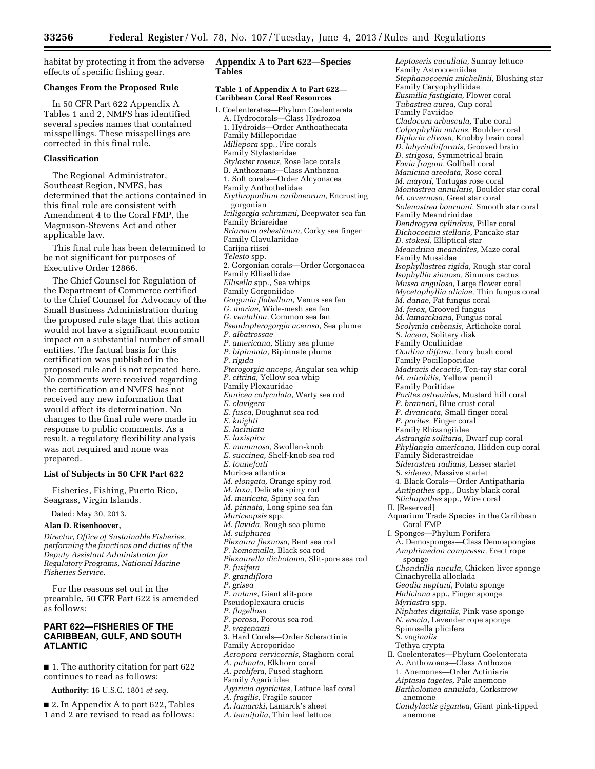habitat by protecting it from the adverse effects of specific fishing gear.

**Changes From the Proposed Rule**

In 50 CFR Part 622 Appendix A Tables 1 and 2, NMFS has identified several species names that contained misspellings. These misspellings are corrected in this final rule.

**Classification**

The Regional Administrator, Southeast Region, NMFS, has determined that the actions contained in this final rule are consistent with Amendment 4 to the Coral FMP, the Magnuson-Stevens Act and other applicable law.

This final rule has been determined to be not significant for purposes of Executive Order 12866.

The Chief Counsel for Regulation of the Department of Commerce certified to the Chief Counsel for Advocacy of the Small Business Administration during the proposed rule stage that this action would not have a significant economic impact on a substantial number of small entities. The factual basis for this certification was published in the proposed rule and is not repeated here. No comments were received regarding the certification and NMFS has not received any new information that would affect its determination. No changes to the final rule were made in response to public comments. As a result, a regulatory flexibility analysis was not required and none was prepared.

**List of Subjects in 50 CFR Part 622**

Fisheries, Fishing, Puerto Rico, Seagrass, Virgin Islands.

Dated: May 30, 2013.

**Alan D. Risenhoover,**

*Director, Office of Sustainable Fisheries, performing the functions and duties of the Deputy Assistant Administrator for Regulatory Programs, National Marine Fisheries Service.*

For the reasons set out in the preamble, 50 CFR Part 622 is amended as follows:

## PART 622—FISHERIES OF THE CARIBBEAN, GULF, AND SOUTH ATLANTIC

■ 1. The authority citation for part 622 continues to read as follows:

**Authority:** 16 U.S.C. 1801 *et seq.*

■ 2. In Appendix A to part 622, Tables 1 and 2 are revised to read as follows:

### Appendix A to Part 622—Species Tables

#### Table 1 of Appendix A to Part 622—Caribbean Coral Reef Resources

I. Coelenterates—Phylum Coelenterata
A. Hydrocorals—Class Hydrozoa
1. Hydroids—Order Anthoathecata
Family Milleporidae
*Millepora* spp., Fire corals
Family Stylasteridae
*Stylaster roseus,* Rose lace corals
B. Anthozoans—Class Anthozoa
1. Soft corals—Order Alcyonacea
Family Anthothelidae
*Erythropodium caribaeorum,* Encrusting gorgonian
*Iciligorgia schrammi,* Deepwater sea fan
Family Briareidae
*Briareum asbestinum,* Corky sea finger
Family Clavulariidae
Carijoa riisei
*Telesto* spp.
2. Gorgonian corals—Order Gorgonacea
Family Ellisellidae
*Ellisella* spp., Sea whips
Family Gorgoniidae
*Gorgonia flabellum,* Venus sea fan
*G. mariae,* Wide-mesh sea fan
*G. ventalina,* Common sea fan
*Pseudopterogorgia acerosa,* Sea plume
*P. albatrossae*
*P. americana,* Slimy sea plume
*P. bipinnata,* Bipinnate plume
*P. rigida*
*Pterogorgia anceps,* Angular sea whip
*P. citrina,* Yellow sea whip
Family Plexauridae
*Eunicea calyculata,* Warty sea rod
*E. clavigera*
*E. fusca,* Doughnut sea rod
*E. knighti*
*E. laciniata*
*E. laxispica*
*E. mammosa,* Swollen-knob
*E. succinea,* Shelf-knob sea rod
*E. touneforti*
Muricea atlantica
*M. elongata,* Orange spiny rod
*M. laxa,* Delicate spiny rod
*M. muricata,* Spiny sea fan
*M. pinnata,* Long spine sea fan
*Muriceopsis* spp.
*M. flavida,* Rough sea plume
*M. sulphurea*
*Plexaura flexuosa,* Bent sea rod
*P. homomalla,* Black sea rod
*Plexaurella dichotoma,* Slit-pore sea rod
*P. fusifera*
*P. grandiflora*
*P. grisea*
*P. nutans,* Giant slit-pore
Pseudoplexaura crucis
*P. flagellosa*
*P. porosa,* Porous sea rod
*P. wagenaari*
3. Hard Corals—Order Scleractinia
Family Acroporidae
*Acropora cervicornis,* Staghorn coral
*A. palmata,* Elkhorn coral
*A. prolifera,* Fused staghorn
Family Agariciidae
*Agaricia agaricites,* Lettuce leaf coral
*A. fragilis,* Fragile saucer
*A. lamarcki,* Lamarck's sheet
*A. tenuifolia,* Thin leaf lettuce
*Leptoseris cucullata,* Sunray lettuce
Family Astrocoeniidae
*Stephanocoenia michelinii,* Blushing star
Family Caryophylliidae
*Eusmilia fastigiata,* Flower coral
*Tubastrea aurea,* Cup coral
Family Faviidae
*Cladocora arbuscula,* Tube coral
*Colpophyllia natans,* Boulder coral
*Diploria clivosa,* Knobby brain coral
*D. labyrinthiformis,* Grooved brain
*D. strigosa,* Symmetrical brain
*Favia fragum,* Golfball coral
*Manicina areolata,* Rose coral
*M. mayori,* Tortugas rose coral
*Montastrea annularis,* Boulder star coral
*M. cavernosa,* Great star coral
*Solenastrea bournoni,* Smooth star coral
Family Meandrinidae
*Dendrogyra cylindrus,* Pillar coral
*Dichocoenia stellaris,* Pancake star
*D. stokesi,* Elliptical star
*Meandrina meandrites,* Maze coral
Family Mussidae
*Isophyllastrea rigida,* Rough star coral
*Isophyllia sinuosa,* Sinuous cactus
*Mussa angulosa,* Large flower coral
*Mycetophyllia aliciae,* Thin fungus coral
*M. danae,* Fat fungus coral
*M. ferox,* Grooved fungus
*M. lamarckiana,* Fungus coral
*Scolymia cubensis,* Artichoke coral
*S. lacera,* Solitary disk
Family Oculinidae
*Oculina diffusa,* Ivory bush coral
Family Pocilloporidae
*Madracis decactis,* Ten-ray star coral
*M. mirabilis,* Yellow pencil
Family Poritidae
*Porites astreoides,* Mustard hill coral
*P. branneri,* Blue crust coral
*P. divaricata,* Small finger coral
*P. porites,* Finger coral
Family Rhizangiidae
*Astrangia solitaria,* Dwarf cup coral
*Phyllangia americana,* Hidden cup coral
Family Siderastreidae
*Siderastrea radians,* Lesser starlet
*S. siderea,* Massive starlet
4. Black Corals—Order Antipatharia
*Antipathes* spp., Bushy black coral
*Stichopathes* spp., Wire coral
II. [Reserved]
Aquarium Trade Species in the Caribbean Coral FMP
I. Sponges—Phylum Porifera
A. Demosponges—Class Demospongiae
*Amphimedon compressa,* Erect rope sponge
*Chondrilla nucula,* Chicken liver sponge
Cinachyrella alloclada
*Geodia neptuni,* Potato sponge
*Haliclona* spp., Finger sponge
*Myriastra* spp.
*Niphates digitalis,* Pink vase sponge
*N. erecta,* Lavender rope sponge
Spinosella plicifera
*S. vaginalis*
Tethya crypta
II. Coelenterates—Phylum Coelenterata
A. Anthozoans—Class Anthozoa
1. Anemones—Order Actiniaria
*Aiptasia tagetes,* Pale anemone
*Bartholomea annulata,* Corkscrew anemone
*Condylactis gigantea,* Giant pink-tipped anemone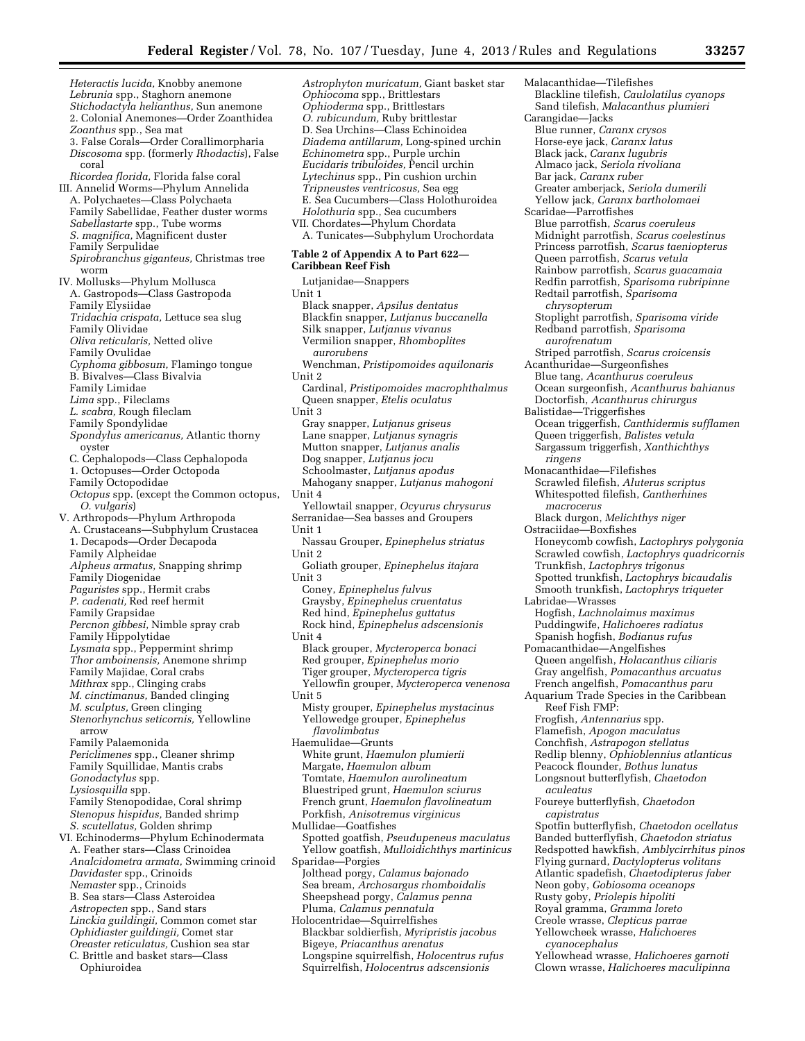*Heteractis lucida,* Knobby anemone
*Lebrunia* spp., Staghorn anemone
*Stichodactyla helianthus,* Sun anemone
2. Colonial Anemones—Order Zoanthidea
*Zoanthus* spp., Sea mat
3. False Corals—Order Corallimorpharia
*Discosoma* spp. (formerly *Rhodactis*), False coral
*Ricordea florida,* Florida false coral

III. Annelid Worms—Phylum Annelida
A. Polychaetes—Class Polychaeta
Family Sabellidae, Feather duster worms
*Sabellastarte* spp., Tube worms
*S. magnifica,* Magnificent duster
Family Serpulidae
*Spirobranchus giganteus,* Christmas tree worm

IV. Mollusks—Phylum Mollusca
A. Gastropods—Class Gastropoda
Family Elysiidae
*Tridachia crispata,* Lettuce sea slug
Family Olividae
*Oliva reticularis,* Netted olive
Family Ovulidae
*Cyphoma gibbosum,* Flamingo tongue
B. Bivalves—Class Bivalvia
Family Limidae
*Lima* spp., Fileclams
*L. scabra,* Rough fileclam
Family Spondylidae
*Spondylus americanus,* Atlantic thorny oyster
C. Cephalopods—Class Cephalopoda
1. Octopuses—Order Octopoda
Family Octopodidae
*Octopus* spp. (except the Common octopus, *O. vulgaris*)

V. Arthropods—Phylum Arthropoda
A. Crustaceans—Subphylum Crustacea
1. Decapods—Order Decapoda
Family Alpheidae
*Alpheus armatus,* Snapping shrimp
Family Diogenidae
*Paguristes* spp., Hermit crabs
*P. cadenati,* Red reef hermit
Family Grapsidae
*Percnon gibbesi,* Nimble spray crab
Family Hippolytidae
*Lysmata* spp., Peppermint shrimp
*Thor amboinensis,* Anemone shrimp
Family Majidae, Coral crabs
*Mithrax* spp., Clinging crabs
*M. cinctimanus,* Banded clinging
*M. sculptus,* Green clinging
*Stenorhynchus seticornis,* Yellowline arrow
Family Palaemonida
*Periclimenes* spp., Cleaner shrimp
Family Squillidae, Mantis crabs
*Gonodactylus* spp.
*Lysiosquilla* spp.
Family Stenopodidae, Coral shrimp
*Stenopus hispidus,* Banded shrimp
*S. scutellatus,* Golden shrimp

VI. Echinoderms—Phylum Echinodermata
A. Feather stars—Class Crinoidea
*Analcidometra armata,* Swimming crinoid
*Davidaster* spp., Crinoids
*Nemaster* spp., Crinoids
B. Sea stars—Class Asteroidea
*Astropecten* spp., Sand stars
*Linckia guildingii,* Common comet star
*Ophidiaster guildingii,* Comet star
*Oreaster reticulatus,* Cushion sea star
C. Brittle and basket stars—Class Ophiuroidea
*Astrophyton muricatum,* Giant basket star
*Ophiocoma* spp., Brittlestars
*Ophioderma* spp., Brittlestars
*O. rubicundum,* Ruby brittlestar
D. Sea Urchins—Class Echinoidea
*Diadema antillarum,* Long-spined urchin
*Echinometra* spp., Purple urchin
*Eucidaris tribuloides,* Pencil urchin
*Lytechinus* spp., Pin cushion urchin
*Tripneustes ventricosus,* Sea egg
E. Sea Cucumbers—Class Holothuroidea
*Holothuria* spp., Sea cucumbers

VII. Chordates—Phylum Chordata
A. Tunicates—Subphylum Urochordata

**Table 2 of Appendix A to Part 622—Caribbean Reef Fish**

Lutjanidae—Snappers
Unit 1
Black snapper, *Apsilus dentatus*
Blackfin snapper, *Lutjanus buccanella*
Silk snapper, *Lutjanus vivanus*
Vermilion snapper, *Rhomboplites aurorubens*
Wenchman, *Pristipomoides aquilonaris*
Unit 2
Cardinal, *Pristipomoides macrophthalmus*
Queen snapper, *Etelis oculatus*
Unit 3
Gray snapper, *Lutjanus griseus*
Lane snapper, *Lutjanus synagris*
Mutton snapper, *Lutjanus analis*
Dog snapper, *Lutjanus jocu*
Schoolmaster, *Lutjanus apodus*
Mahogany snapper, *Lutjanus mahogoni*
Unit 4
Yellowtail snapper, *Ocyurus chrysurus*

Serranidae—Sea basses and Groupers
Unit 1
Nassau Grouper, *Epinephelus striatus*
Unit 2
Goliath grouper, *Epinephelus itajara*
Unit 3
Coney, *Epinephelus fulvus*
Graysby, *Epinephelus cruentatus*
Red hind, *Epinephelus guttatus*
Rock hind, *Epinephelus adscensionis*
Unit 4
Black grouper, *Mycteroperca bonaci*
Red grouper, *Epinephelus morio*
Tiger grouper, *Mycteroperca tigris*
Yellowfin grouper, *Mycteroperca venenosa*
Unit 5
Misty grouper, *Epinephelus mystacinus*
Yellowedge grouper, *Epinephelus flavolimbatus*

Haemulidae—Grunts
White grunt, *Haemulon plumierii*
Margate, *Haemulon album*
Tomtate, *Haemulon aurolineatum*
Bluestriped grunt, *Haemulon sciurus*
French grunt, *Haemulon flavolineatum*
Porkfish, *Anisotremus virginicus*

Mullidae—Goatfishes
Spotted goatfish, *Pseudupeneus maculatus*
Yellow goatfish, *Mulloidichthys martinicus*

Sparidae—Porgies
Jolthead porgy, *Calamus bajonado*
Sea bream, *Archosargus rhomboidalis*
Sheepshead porgy, *Calamus penna*
Pluma, *Calamus pennatula*

Holocentridae—Squirrelfishes
Blackbar soldierfish, *Myripristis jacobus*
Bigeye, *Priacanthus arenatus*
Longspine squirrelfish, *Holocentrus rufus*
Squirrelfish, *Holocentrus adscensionis*

Malacanthidae—Tilefishes
Blackline tilefish, *Caulolatilus cyanops*
Sand tilefish, *Malacanthus plumieri*

Carangidae—Jacks
Blue runner, *Caranx crysos*
Horse-eye jack, *Caranx latus*
Black jack, *Caranx lugubris*
Almaco jack, *Seriola rivoliana*
Bar jack, *Caranx ruber*
Greater amberjack, *Seriola dumerili*
Yellow jack, *Caranx bartholomaei*

Scaridae—Parrotfishes
Blue parrotfish, *Scarus coeruleus*
Midnight parrotfish, *Scarus coelestinus*
Princess parrotfish, *Scarus taeniopterus*
Queen parrotfish, *Scarus vetula*
Rainbow parrotfish, *Scarus guacamaia*
Redfin parrotfish, *Sparisoma rubripinne*
Redtail parrotfish, *Sparisoma chrysopterum*
Stoplight parrotfish, *Sparisoma viride*
Redband parrotfish, *Sparisoma aurofrenatum*
Striped parrotfish, *Scarus croicensis*

Acanthuridae—Surgeonfishes
Blue tang, *Acanthurus coeruleus*
Ocean surgeonfish, *Acanthurus bahianus*
Doctorfish, *Acanthurus chirurgus*

Balistidae—Triggerfishes
Ocean triggerfish, *Canthidermis sufflamen*
Queen triggerfish, *Balistes vetula*
Sargassum triggerfish, *Xanthichthys ringens*

Monacanthidae—Filefishes
Scrawled filefish, *Aluterus scriptus*
Whitespotted filefish, *Cantherhines macrocerus*
Black durgon, *Melichthys niger*

Ostraciidae—Boxfishes
Honeycomb cowfish, *Lactophrys polygonia*
Scrawled cowfish, *Lactophrys quadricornis*
Trunkfish, *Lactophrys trigonus*
Spotted trunkfish, *Lactophrys bicaudalis*
Smooth trunkfish, *Lactophrys triqueter*

Labridae—Wrasses
Hogfish, *Lachnolaimus maximus*
Puddingwife, *Halichoeres radiatus*
Spanish hogfish, *Bodianus rufus*

Pomacanthidae—Angelfishes
Queen angelfish, *Holacanthus ciliaris*
Gray angelfish, *Pomacanthus arcuatus*
French angelfish, *Pomacanthus paru*

Aquarium Trade Species in the Caribbean Reef Fish FMP:
Frogfish, *Antennarius* spp.
Flamefish, *Apogon maculatus*
Conchfish, *Astrapogon stellatus*
Redlip blenny, *Ophioblennius atlanticus*
Peacock flounder, *Bothus lunatus*
Longsnout butterflyfish, *Chaetodon aculeatus*
Foureye butterflyfish, *Chaetodon capistratus*
Spotfin butterflyfish, *Chaetodon ocellatus*
Banded butterflyfish, *Chaetodon striatus*
Redspotted hawkfish, *Amblycirrhitus pinos*
Flying gurnard, *Dactylopterus volitans*
Atlantic spadefish, *Chaetodipterus faber*
Neon goby, *Gobiosoma oceanops*
Rusty goby, *Priolepis hipoliti*
Royal gramma, *Gramma loreto*
Creole wrasse, *Clepticus parrae*
Yellowcheek wrasse, *Halichoeres cyanocephalus*
Yellowhead wrasse, *Halichoeres garnoti*
Clown wrasse, *Halichoeres maculipinna*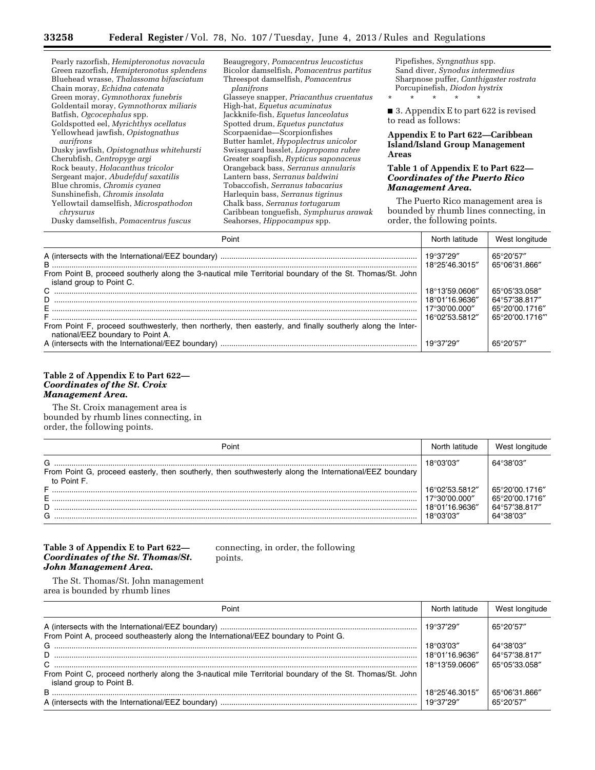Pearly razorfish, *Hemipteronotus novacula*
Green razorfish, *Hemipteronotus splendens*
Bluehead wrasse, *Thalassoma bifasciatum*
Chain moray, *Echidna catenata*
Green moray, *Gymnothorax funebris*
Goldentail moray, *Gymnothorax miliaris*
Batfish, *Ogcocephalus* spp.
Goldspotted eel, *Myrichthys ocellatus*
Yellowhead jawfish, *Opistognathus aurifrons*
Dusky jawfish, *Opistognathus whitehursti*
Cherubfish, *Centropyge argi*
Rock beauty, *Holacanthus tricolor*
Sergeant major, *Abudefduf saxatilis*
Blue chromis, *Chromis cyanea*
Sunshinefish, *Chromis insolata*
Yellowtail damselfish, *Microspathodon chrysurus*
Dusky damselfish, *Pomacentrus fuscus*
Beaugregory, *Pomacentrus leucostictus*
Bicolor damselfish, *Pomacentrus partitus*
Threespot damselfish, *Pomacentrus planifrons*
Glasseye snapper, *Priacanthus cruentatus*
High-hat, *Equetus acuminatus*
Jackknife-fish, *Equetus lanceolatus*
Spotted drum, *Equetus punctatus*
Butter hamlet, *Hypoplectrus unicolor*
Swissguard basslet, *Liopropoma rubre*
Greater soapfish, *Rypticus saponaceus*
Orangeback bass, *Serranus annularis*
Lantern bass, *Serranus baldwini*
Tobaccofish, *Serranus tabacarius*
Harlequin bass, *Serranus tigrinus*
Chalk bass, *Serranus tortugarum*
Caribbean tonguefish, *Symphurus arawak*
Seahorses, *Hippocampus* spp.
Pipefishes, *Syngnathus* spp.
Sand diver, *Synodus intermedius*
Sharpnose puffer, *Canthigaster rostrata*
Porcupinefish, *Diodon hystrix*

\* \* \* \* \*

■ 3. Appendix E to part 622 is revised to read as follows:

**Appendix E to Part 622—Caribbean Island/Island Group Management Areas**

**Table 1 of Appendix E to Part 622—*Coordinates of the Puerto Rico Management Area.***

The Puerto Rico management area is bounded by rhumb lines connecting, in order, the following points.

| Point | North latitude | West longitude |
|---|---|---|
| A (intersects with the International/EEZ boundary) | 19°37′29″ | 65°20′57″ |
| B | 18°25′46.3015″ | 65°06′31.866″ |
| From Point B, proceed southerly along the 3-nautical mile Territorial boundary of the St. Thomas/St. John island group to Point C. | | |
| C | 18°13′59.0606″ | 65°05′33.058″ |
| D | 18°01′16.9636″ | 64°57′38.817″ |
| E | 17°30′00.000″ | 65°20′00.1716″ |
| F | 16°02′53.5812″ | 65°20′00.1716″′ |
| From Point F, proceed southwesterly, then northerly, then easterly, and finally southerly along the International/EEZ boundary to Point A. | | |
| A (intersects with the International/EEZ boundary) | 19°37′29″ | 65°20′57″ |

**Table 2 of Appendix E to Part 622—*Coordinates of the St. Croix Management Area.***

The St. Croix management area is bounded by rhumb lines connecting, in order, the following points.

| Point | North latitude | West longitude |
|---|---|---|
| G | 18°03′03″ | 64°38′03″ |
| From Point G, proceed easterly, then southerly, then southwesterly along the International/EEZ boundary to Point F. | | |
| F | 16°02′53.5812″ | 65°20′00.1716″ |
| E | 17°30′00.000″ | 65°20′00.1716″ |
| D | 18°01′16.9636″ | 64°57′38.817″ |
| G | 18°03′03″ | 64°38′03″ |

**Table 3 of Appendix E to Part 622—*Coordinates of the St. Thomas/St. John Management Area.***

The St. Thomas/St. John management area is bounded by rhumb lines connecting, in order, the following points.

| Point | North latitude | West longitude |
|---|---|---|
| A (intersects with the International/EEZ boundary) | 19°37′29″ | 65°20′57″ |
| From Point A, proceed southeasterly along the International/EEZ boundary to Point G. | | |
| G | 18°03′03″ | 64°38′03″ |
| D | 18°01′16.9636″ | 64°57′38.817″ |
| C | 18°13′59.0606″ | 65°05′33.058″ |
| From Point C, proceed northerly along the 3-nautical mile Territorial boundary of the St. Thomas/St. John island group to Point B. | | |
| B | 18°25′46.3015″ | 65°06′31.866″ |
| A (intersects with the International/EEZ boundary) | 19°37′29″ | 65°20′57″ |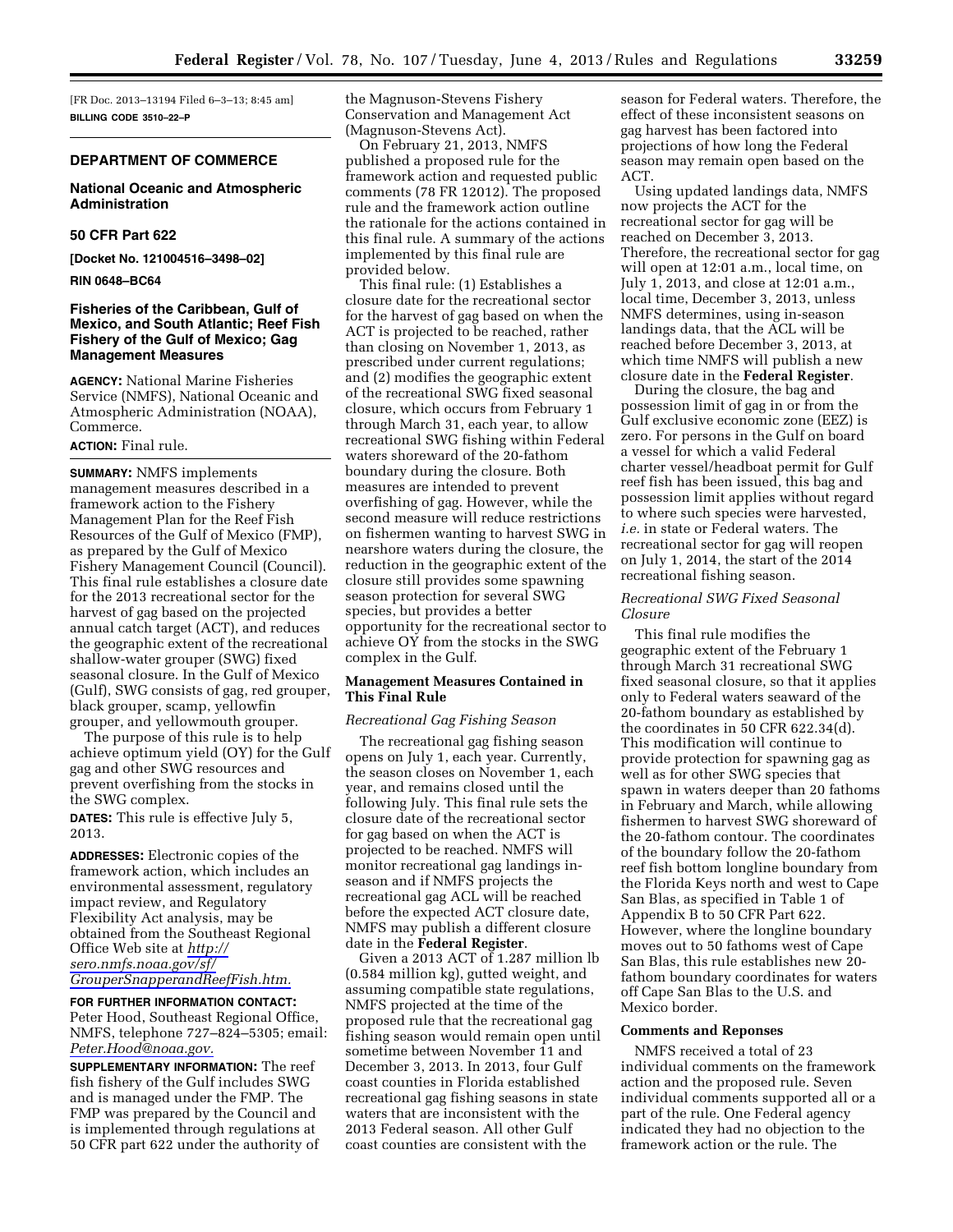[FR Doc. 2013–13194 Filed 6–3–13; 8:45 am]

**BILLING CODE 3510–22–P**

## DEPARTMENT OF COMMERCE

### National Oceanic and Atmospheric Administration

### 50 CFR Part 622

**[Docket No. 121004516–3498–02]**

**RIN 0648–BC64**

### Fisheries of the Caribbean, Gulf of Mexico, and South Atlantic; Reef Fish Fishery of the Gulf of Mexico; Gag Management Measures

**AGENCY:** National Marine Fisheries Service (NMFS), National Oceanic and Atmospheric Administration (NOAA), Commerce.

**ACTION:** Final rule.

**SUMMARY:** NMFS implements management measures described in a framework action to the Fishery Management Plan for the Reef Fish Resources of the Gulf of Mexico (FMP), as prepared by the Gulf of Mexico Fishery Management Council (Council). This final rule establishes a closure date for the 2013 recreational sector for the harvest of gag based on the projected annual catch target (ACT), and reduces the geographic extent of the recreational shallow-water grouper (SWG) fixed seasonal closure. In the Gulf of Mexico (Gulf), SWG consists of gag, red grouper, black grouper, scamp, yellowfin grouper, and yellowmouth grouper.

The purpose of this rule is to help achieve optimum yield (OY) for the Gulf gag and other SWG resources and prevent overfishing from the stocks in the SWG complex.

**DATES:** This rule is effective July 5, 2013.

**ADDRESSES:** Electronic copies of the framework action, which includes an environmental assessment, regulatory impact review, and Regulatory Flexibility Act analysis, may be obtained from the Southeast Regional Office Web site at *http://sero.nmfs.noaa.gov/sf/GrouperSnapperandReefFish.htm.*

**FOR FURTHER INFORMATION CONTACT:** Peter Hood, Southeast Regional Office, NMFS, telephone 727–824–5305; email: *Peter.Hood@noaa.gov.*

**SUPPLEMENTARY INFORMATION:** The reef fish fishery of the Gulf includes SWG and is managed under the FMP. The FMP was prepared by the Council and is implemented through regulations at 50 CFR part 622 under the authority of the Magnuson-Stevens Fishery Conservation and Management Act (Magnuson-Stevens Act).

On February 21, 2013, NMFS published a proposed rule for the framework action and requested public comments (78 FR 12012). The proposed rule and the framework action outline the rationale for the actions contained in this final rule. A summary of the actions implemented by this final rule are provided below.

This final rule: (1) Establishes a closure date for the recreational sector for the harvest of gag based on when the ACT is projected to be reached, rather than closing on November 1, 2013, as prescribed under current regulations; and (2) modifies the geographic extent of the recreational SWG fixed seasonal closure, which occurs from February 1 through March 31, each year, to allow recreational SWG fishing within Federal waters shoreward of the 20-fathom boundary during the closure. Both measures are intended to prevent overfishing of gag. However, while the second measure will reduce restrictions on fishermen wanting to harvest SWG in nearshore waters during the closure, the reduction in the geographic extent of the closure still provides some spawning season protection for several SWG species, but provides a better opportunity for the recreational sector to achieve OY from the stocks in the SWG complex in the Gulf.

### Management Measures Contained in This Final Rule

*Recreational Gag Fishing Season*

The recreational gag fishing season opens on July 1, each year. Currently, the season closes on November 1, each year, and remains closed until the following July. This final rule sets the closure date of the recreational sector for gag based on when the ACT is projected to be reached. NMFS will monitor recreational gag landings in-season and if NMFS projects the recreational gag ACL will be reached before the expected ACT closure date, NMFS may publish a different closure date in the **Federal Register**.

Given a 2013 ACT of 1.287 million lb (0.584 million kg), gutted weight, and assuming compatible state regulations, NMFS projected at the time of the proposed rule that the recreational gag fishing season would remain open until sometime between November 11 and December 3, 2013. In 2013, four Gulf coast counties in Florida established recreational gag fishing seasons in state waters that are inconsistent with the 2013 Federal season. All other Gulf coast counties are consistent with the season for Federal waters. Therefore, the effect of these inconsistent seasons on gag harvest has been factored into projections of how long the Federal season may remain open based on the ACT.

Using updated landings data, NMFS now projects the ACT for the recreational sector for gag will be reached on December 3, 2013. Therefore, the recreational sector for gag will open at 12:01 a.m., local time, on July 1, 2013, and close at 12:01 a.m., local time, December 3, 2013, unless NMFS determines, using in-season landings data, that the ACL will be reached before December 3, 2013, at which time NMFS will publish a new closure date in the **Federal Register**.

During the closure, the bag and possession limit of gag in or from the Gulf exclusive economic zone (EEZ) is zero. For persons in the Gulf on board a vessel for which a valid Federal charter vessel/headboat permit for Gulf reef fish has been issued, this bag and possession limit applies without regard to where such species were harvested, *i.e.* in state or Federal waters. The recreational sector for gag will reopen on July 1, 2014, the start of the 2014 recreational fishing season.

*Recreational SWG Fixed Seasonal Closure*

This final rule modifies the geographic extent of the February 1 through March 31 recreational SWG fixed seasonal closure, so that it applies only to Federal waters seaward of the 20-fathom boundary as established by the coordinates in 50 CFR 622.34(d). This modification will continue to provide protection for spawning gag as well as for other SWG species that spawn in waters deeper than 20 fathoms in February and March, while allowing fishermen to harvest SWG shoreward of the 20-fathom contour. The coordinates of the boundary follow the 20-fathom reef fish bottom longline boundary from the Florida Keys north and west to Cape San Blas, as specified in Table 1 of Appendix B to 50 CFR Part 622. However, where the longline boundary moves out to 50 fathoms west of Cape San Blas, this rule establishes new 20-fathom boundary coordinates for waters off Cape San Blas to the U.S. and Mexico border.

### Comments and Reponses

NMFS received a total of 23 individual comments on the framework action and the proposed rule. Seven individual comments supported all or a part of the rule. One Federal agency indicated they had no objection to the framework action or the rule. The